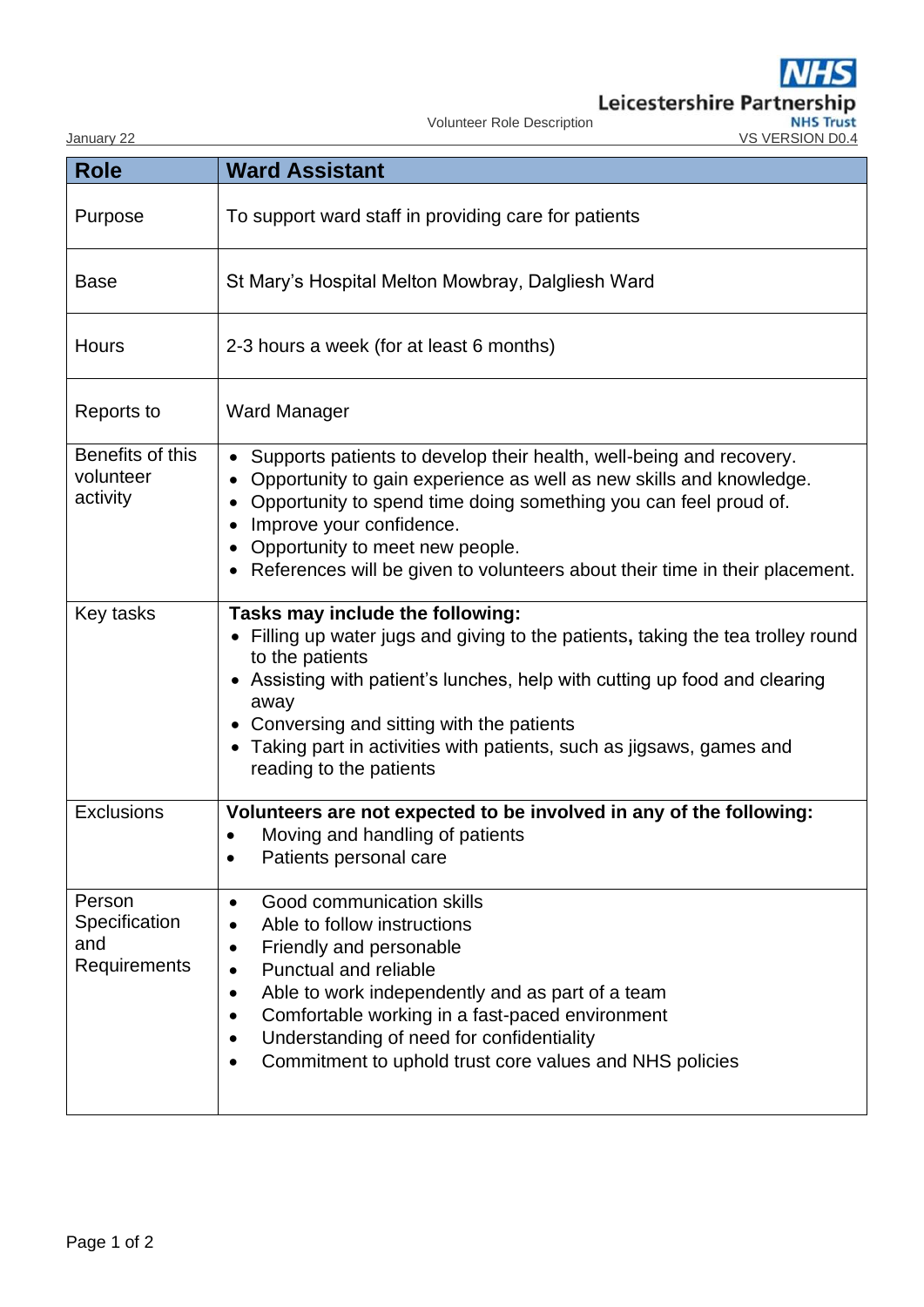Leicestershire Partnership NHS Trust

Volunteer Role Description

January 22

VS VERSION D0.4

| Role | Ward Assistant |
|---|---|
| Purpose | To support ward staff in providing care for patients |
| Base | St Mary's Hospital Melton Mowbray, Dalgliesh Ward |
| Hours | 2-3 hours a week (for at least 6 months) |
| Reports to | Ward Manager |
| Benefits of this volunteer activity | • Supports patients to develop their health, well-being and recovery.<br>• Opportunity to gain experience as well as new skills and knowledge.<br>• Opportunity to spend time doing something you can feel proud of.<br>• Improve your confidence.<br>• Opportunity to meet new people.<br>• References will be given to volunteers about their time in their placement. |
| Key tasks | **Tasks may include the following:**<br>• Filling up water jugs and giving to the patients**,** taking the tea trolley round to the patients<br>• Assisting with patient's lunches, help with cutting up food and clearing away<br>• Conversing and sitting with the patients<br>• Taking part in activities with patients, such as jigsaws, games and reading to the patients |
| Exclusions | **Volunteers are not expected to be involved in any of the following:**<br>• Moving and handling of patients<br>• Patients personal care |
| Person Specification and Requirements | • Good communication skills<br>• Able to follow instructions<br>• Friendly and personable<br>• Punctual and reliable<br>• Able to work independently and as part of a team<br>• Comfortable working in a fast-paced environment<br>• Understanding of need for confidentiality<br>• Commitment to uphold trust core values and NHS policies |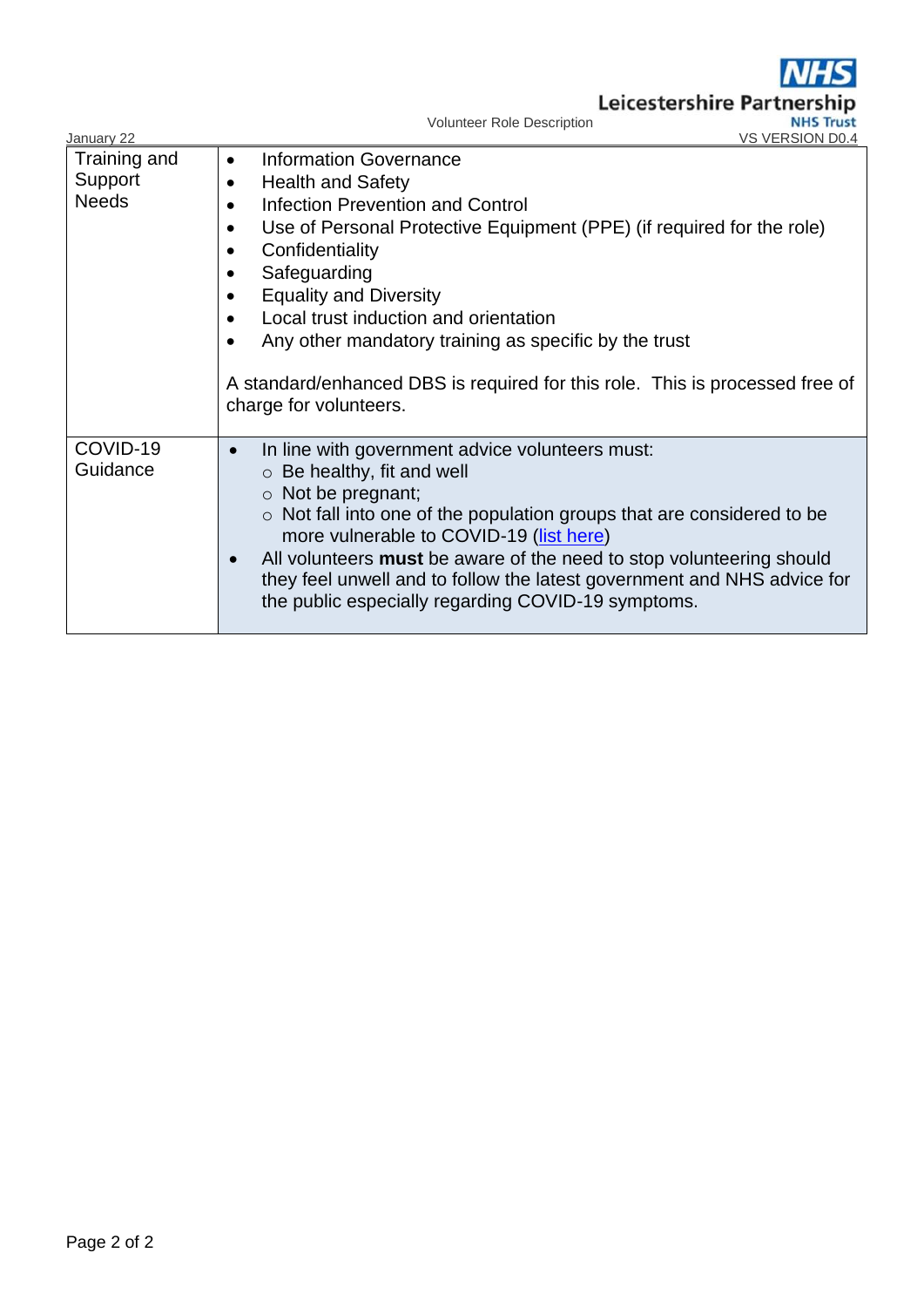| | |
|---|---|
| Training and Support Needs | • Information Governance<br>• Health and Safety<br>• Infection Prevention and Control<br>• Use of Personal Protective Equipment (PPE) (if required for the role)<br>• Confidentiality<br>• Safeguarding<br>• Equality and Diversity<br>• Local trust induction and orientation<br>• Any other mandatory training as specific by the trust<br><br>A standard/enhanced DBS is required for this role. This is processed free of charge for volunteers. |
| COVID-19 Guidance | • In line with government advice volunteers must:<br>&nbsp;&nbsp;&nbsp;&nbsp;○ Be healthy, fit and well<br>&nbsp;&nbsp;&nbsp;&nbsp;○ Not be pregnant;<br>&nbsp;&nbsp;&nbsp;&nbsp;○ Not fall into one of the population groups that are considered to be more vulnerable to COVID-19 (list here)<br>• All volunteers **must** be aware of the need to stop volunteering should they feel unwell and to follow the latest government and NHS advice for the public especially regarding COVID-19 symptoms. |